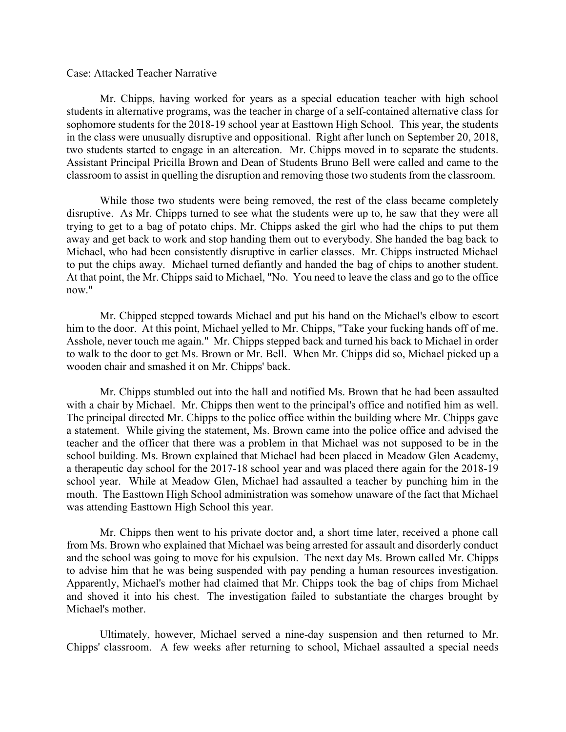Case: Attacked Teacher Narrative

Mr. Chipps, having worked for years as a special education teacher with high school students in alternative programs, was the teacher in charge of a self-contained alternative class for sophomore students for the 2018-19 school year at Easttown High School. This year, the students in the class were unusually disruptive and oppositional. Right after lunch on September 20, 2018, two students started to engage in an altercation. Mr. Chipps moved in to separate the students. Assistant Principal Pricilla Brown and Dean of Students Bruno Bell were called and came to the classroom to assist in quelling the disruption and removing those two students from the classroom.

While those two students were being removed, the rest of the class became completely disruptive. As Mr. Chipps turned to see what the students were up to, he saw that they were all trying to get to a bag of potato chips. Mr. Chipps asked the girl who had the chips to put them away and get back to work and stop handing them out to everybody. She handed the bag back to Michael, who had been consistently disruptive in earlier classes. Mr. Chipps instructed Michael to put the chips away. Michael turned defiantly and handed the bag of chips to another student. At that point, the Mr. Chipps said to Michael, "No. You need to leave the class and go to the office now."

Mr. Chipped stepped towards Michael and put his hand on the Michael's elbow to escort him to the door. At this point, Michael yelled to Mr. Chipps, "Take your fucking hands off of me. Asshole, never touch me again." Mr. Chipps stepped back and turned his back to Michael in order to walk to the door to get Ms. Brown or Mr. Bell. When Mr. Chipps did so, Michael picked up a wooden chair and smashed it on Mr. Chipps' back.

Mr. Chipps stumbled out into the hall and notified Ms. Brown that he had been assaulted with a chair by Michael. Mr. Chipps then went to the principal's office and notified him as well. The principal directed Mr. Chipps to the police office within the building where Mr. Chipps gave a statement. While giving the statement, Ms. Brown came into the police office and advised the teacher and the officer that there was a problem in that Michael was not supposed to be in the school building. Ms. Brown explained that Michael had been placed in Meadow Glen Academy, a therapeutic day school for the 2017-18 school year and was placed there again for the 2018-19 school year. While at Meadow Glen, Michael had assaulted a teacher by punching him in the mouth. The Easttown High School administration was somehow unaware of the fact that Michael was attending Easttown High School this year.

Mr. Chipps then went to his private doctor and, a short time later, received a phone call from Ms. Brown who explained that Michael was being arrested for assault and disorderly conduct and the school was going to move for his expulsion. The next day Ms. Brown called Mr. Chipps to advise him that he was being suspended with pay pending a human resources investigation. Apparently, Michael's mother had claimed that Mr. Chipps took the bag of chips from Michael and shoved it into his chest. The investigation failed to substantiate the charges brought by Michael's mother.

Ultimately, however, Michael served a nine-day suspension and then returned to Mr. Chipps' classroom. A few weeks after returning to school, Michael assaulted a special needs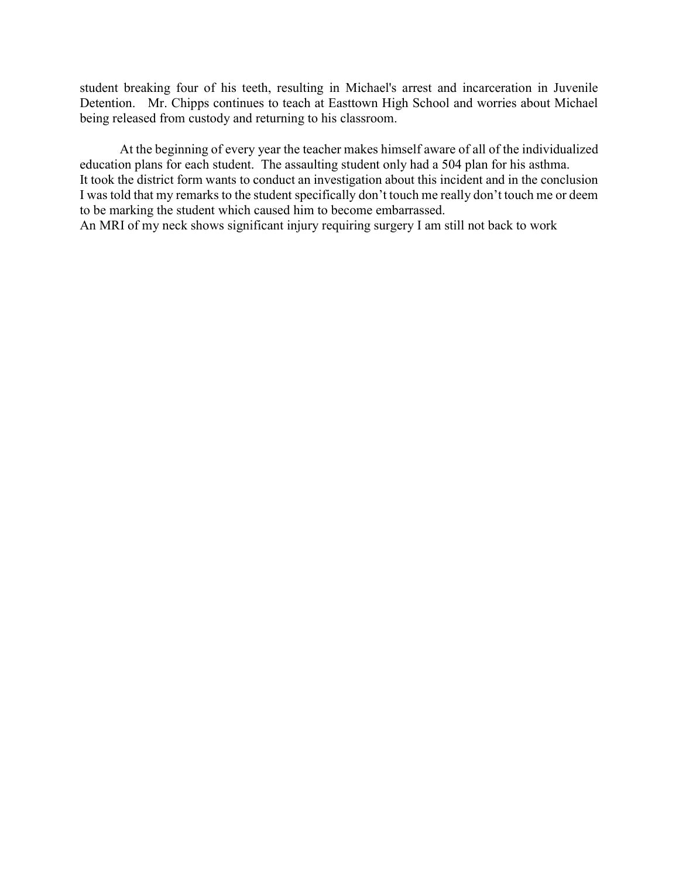student breaking four of his teeth, resulting in Michael's arrest and incarceration in Juvenile Detention. Mr. Chipps continues to teach at Easttown High School and worries about Michael being released from custody and returning to his classroom.

At the beginning of every year the teacher makes himself aware of all of the individualized education plans for each student. The assaulting student only had a 504 plan for his asthma.
It took the district form wants to conduct an investigation about this incident and in the conclusion I was told that my remarks to the student specifically don't touch me really don't touch me or deem to be marking the student which caused him to become embarrassed.
An MRI of my neck shows significant injury requiring surgery I am still not back to work